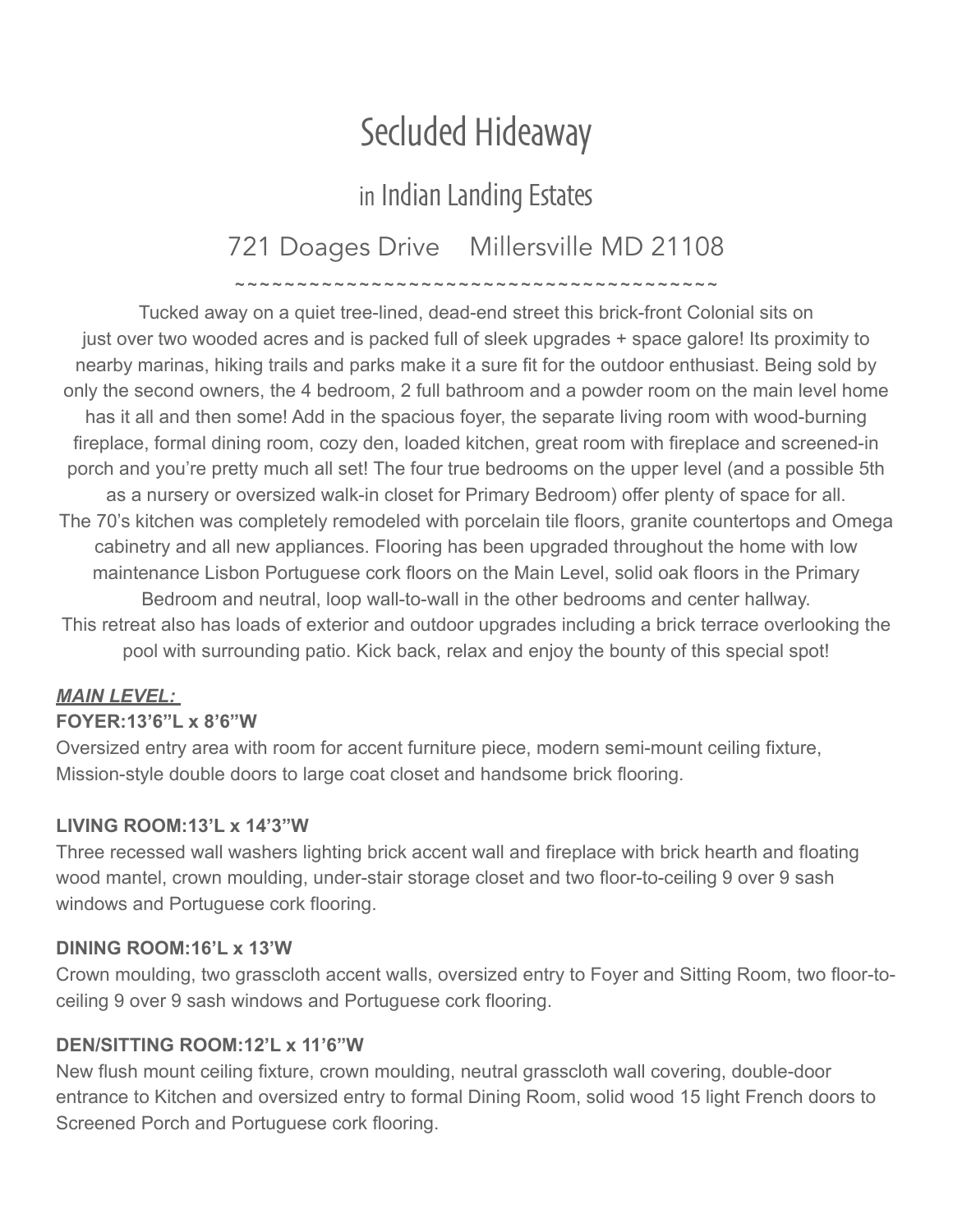# Secluded Hideaway

## in Indian Landing Estates

### 721 Doages Drive    Millersville MD 21108

~~~~~~~~~~~~~~~~~~~~~~~~~~~~~~~~~~~~~~~~~

Tucked away on a quiet tree-lined, dead-end street this brick-front Colonial sits on just over two wooded acres and is packed full of sleek upgrades + space galore! Its proximity to nearby marinas, hiking trails and parks make it a sure fit for the outdoor enthusiast. Being sold by only the second owners, the 4 bedroom, 2 full bathroom and a powder room on the main level home has it all and then some! Add in the spacious foyer, the separate living room with wood-burning fireplace, formal dining room, cozy den, loaded kitchen, great room with fireplace and screened-in porch and you're pretty much all set! The four true bedrooms on the upper level (and a possible 5th as a nursery or oversized walk-in closet for Primary Bedroom) offer plenty of space for all. The 70's kitchen was completely remodeled with porcelain tile floors, granite countertops and Omega cabinetry and all new appliances. Flooring has been upgraded throughout the home with low maintenance Lisbon Portuguese cork floors on the Main Level, solid oak floors in the Primary Bedroom and neutral, loop wall-to-wall in the other bedrooms and center hallway. This retreat also has loads of exterior and outdoor upgrades including a brick terrace overlooking the pool with surrounding patio. Kick back, relax and enjoy the bounty of this special spot!

***MAIN LEVEL:***

**FOYER:13'6"L x 8'6"W**

Oversized entry area with room for accent furniture piece, modern semi-mount ceiling fixture, Mission-style double doors to large coat closet and handsome brick flooring.

**LIVING ROOM:13'L x 14'3"W**

Three recessed wall washers lighting brick accent wall and fireplace with brick hearth and floating wood mantel, crown moulding, under-stair storage closet and two floor-to-ceiling 9 over 9 sash windows and Portuguese cork flooring.

**DINING ROOM:16'L x 13'W**

Crown moulding, two grasscloth accent walls, oversized entry to Foyer and Sitting Room, two floor-to-ceiling 9 over 9 sash windows and Portuguese cork flooring.

**DEN/SITTING ROOM:12'L x 11'6"W**

New flush mount ceiling fixture, crown moulding, neutral grasscloth wall covering, double-door entrance to Kitchen and oversized entry to formal Dining Room, solid wood 15 light French doors to Screened Porch and Portuguese cork flooring.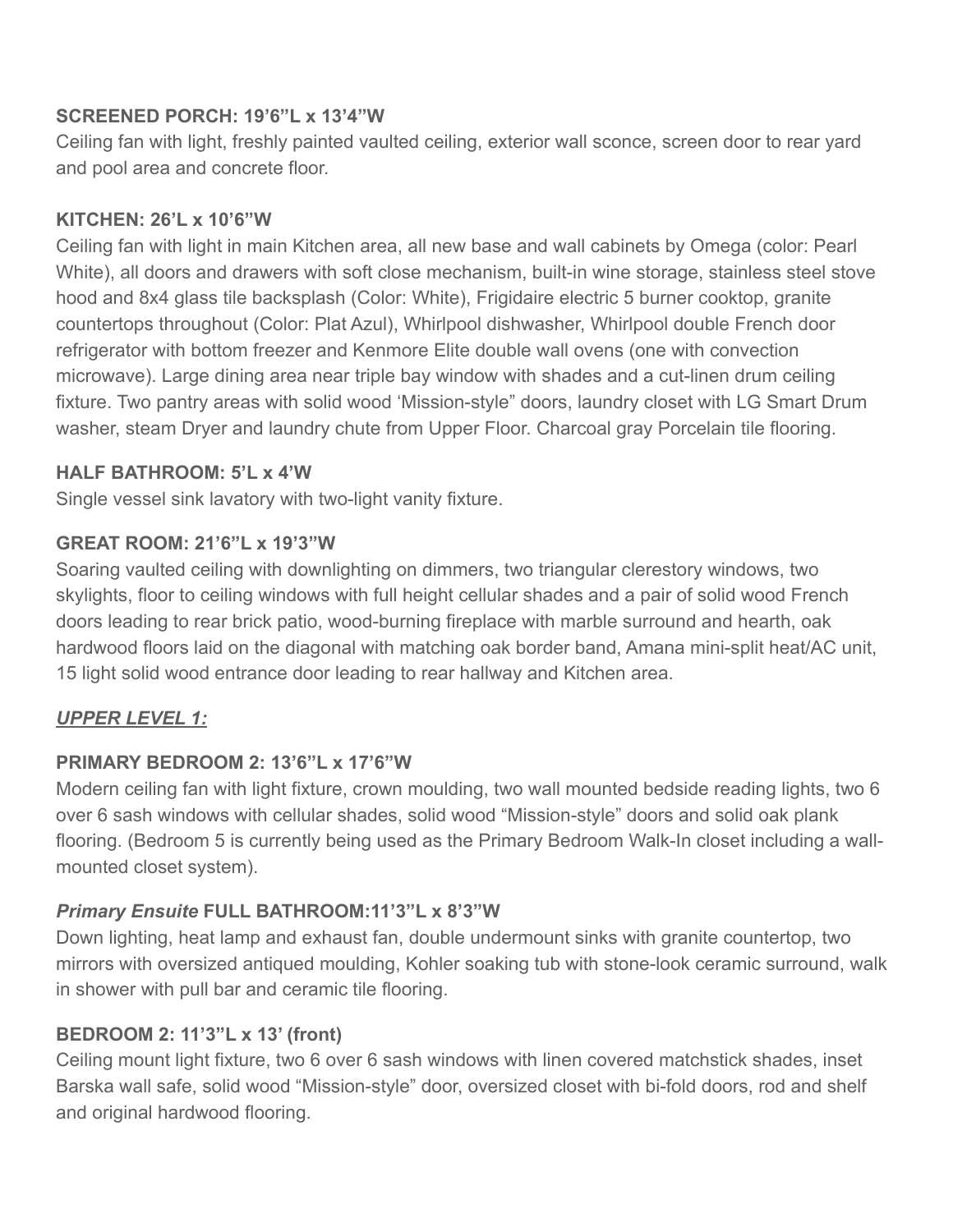**SCREENED PORCH: 19'6"L x 13'4"W**

Ceiling fan with light, freshly painted vaulted ceiling, exterior wall sconce, screen door to rear yard and pool area and concrete floor.

**KITCHEN: 26'L x 10'6"W**

Ceiling fan with light in main Kitchen area, all new base and wall cabinets by Omega (color: Pearl White), all doors and drawers with soft close mechanism, built-in wine storage, stainless steel stove hood and 8x4 glass tile backsplash (Color: White), Frigidaire electric 5 burner cooktop, granite countertops throughout (Color: Plat Azul), Whirlpool dishwasher, Whirlpool double French door refrigerator with bottom freezer and Kenmore Elite double wall ovens (one with convection microwave). Large dining area near triple bay window with shades and a cut-linen drum ceiling fixture. Two pantry areas with solid wood 'Mission-style" doors, laundry closet with LG Smart Drum washer, steam Dryer and laundry chute from Upper Floor. Charcoal gray Porcelain tile flooring.

**HALF BATHROOM: 5'L x 4'W**

Single vessel sink lavatory with two-light vanity fixture.

**GREAT ROOM: 21'6"L x 19'3"W**

Soaring vaulted ceiling with downlighting on dimmers, two triangular clerestory windows, two skylights, floor to ceiling windows with full height cellular shades and a pair of solid wood French doors leading to rear brick patio, wood-burning fireplace with marble surround and hearth, oak hardwood floors laid on the diagonal with matching oak border band, Amana mini-split heat/AC unit, 15 light solid wood entrance door leading to rear hallway and Kitchen area.

***UPPER LEVEL 1:***

**PRIMARY BEDROOM 2: 13'6"L x 17'6"W**

Modern ceiling fan with light fixture, crown moulding, two wall mounted bedside reading lights, two 6 over 6 sash windows with cellular shades, solid wood "Mission-style" doors and solid oak plank flooring. (Bedroom 5 is currently being used as the Primary Bedroom Walk-In closet including a wall-mounted closet system).

***Primary Ensuite* FULL BATHROOM:11'3"L x 8'3"W**

Down lighting, heat lamp and exhaust fan, double undermount sinks with granite countertop, two mirrors with oversized antiqued moulding, Kohler soaking tub with stone-look ceramic surround, walk in shower with pull bar and ceramic tile flooring.

**BEDROOM 2: 11'3"L x 13' (front)**

Ceiling mount light fixture, two 6 over 6 sash windows with linen covered matchstick shades, inset Barska wall safe, solid wood "Mission-style" door, oversized closet with bi-fold doors, rod and shelf and original hardwood flooring.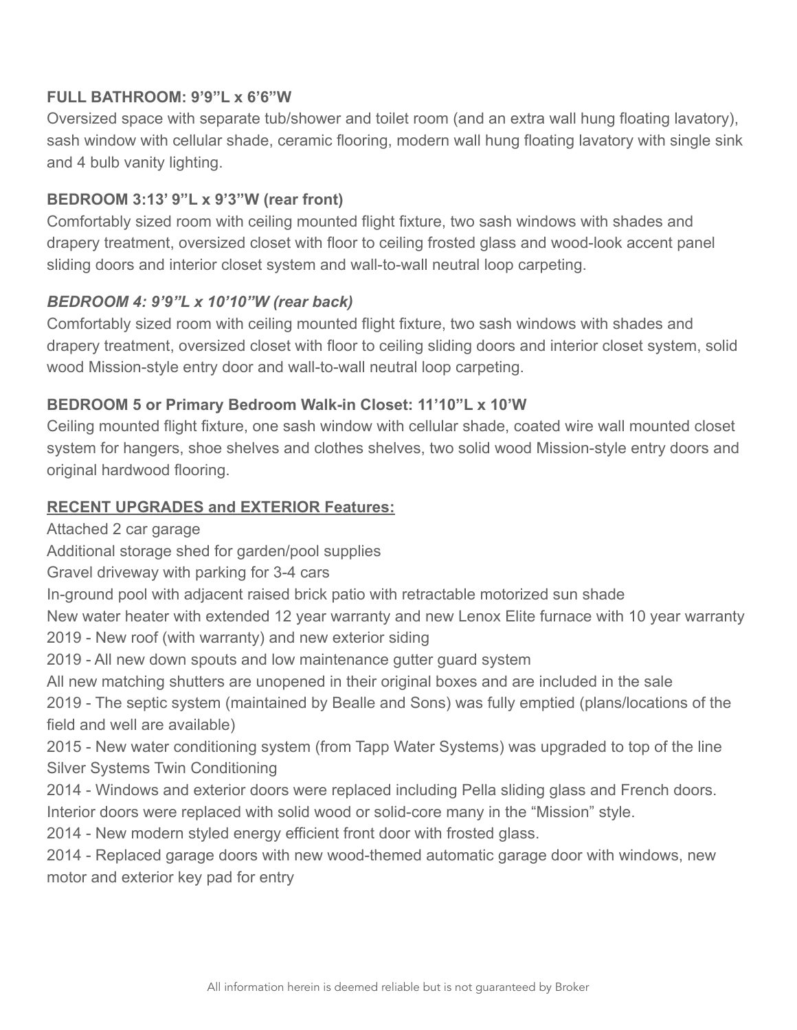**FULL BATHROOM: 9'9"L x 6'6"W**

Oversized space with separate tub/shower and toilet room (and an extra wall hung floating lavatory), sash window with cellular shade, ceramic flooring, modern wall hung floating lavatory with single sink and 4 bulb vanity lighting.

**BEDROOM 3:13' 9"L x 9'3"W (rear front)**

Comfortably sized room with ceiling mounted flight fixture, two sash windows with shades and drapery treatment, oversized closet with floor to ceiling frosted glass and wood-look accent panel sliding doors and interior closet system and wall-to-wall neutral loop carpeting.

***BEDROOM 4: 9'9"L x 10'10"W (rear back)***

Comfortably sized room with ceiling mounted flight fixture, two sash windows with shades and drapery treatment, oversized closet with floor to ceiling sliding doors and interior closet system, solid wood Mission-style entry door and wall-to-wall neutral loop carpeting.

**BEDROOM 5 or Primary Bedroom Walk-in Closet: 11'10"L x 10'W**

Ceiling mounted flight fixture, one sash window with cellular shade, coated wire wall mounted closet system for hangers, shoe shelves and clothes shelves, two solid wood Mission-style entry doors and original hardwood flooring.

**RECENT UPGRADES and EXTERIOR Features:**

Attached 2 car garage
Additional storage shed for garden/pool supplies
Gravel driveway with parking for 3-4 cars
In-ground pool with adjacent raised brick patio with retractable motorized sun shade
New water heater with extended 12 year warranty and new Lenox Elite furnace with 10 year warranty
2019 - New roof (with warranty) and new exterior siding
2019 - All new down spouts and low maintenance gutter guard system
All new matching shutters are unopened in their original boxes and are included in the sale
2019 - The septic system (maintained by Bealle and Sons) was fully emptied (plans/locations of the field and well are available)
2015 - New water conditioning system (from Tapp Water Systems) was upgraded to top of the line Silver Systems Twin Conditioning
2014 - Windows and exterior doors were replaced including Pella sliding glass and French doors. Interior doors were replaced with solid wood or solid-core many in the "Mission" style.
2014 - New modern styled energy efficient front door with frosted glass.
2014 - Replaced garage doors with new wood-themed automatic garage door with windows, new motor and exterior key pad for entry

All information herein is deemed reliable but is not guaranteed by Broker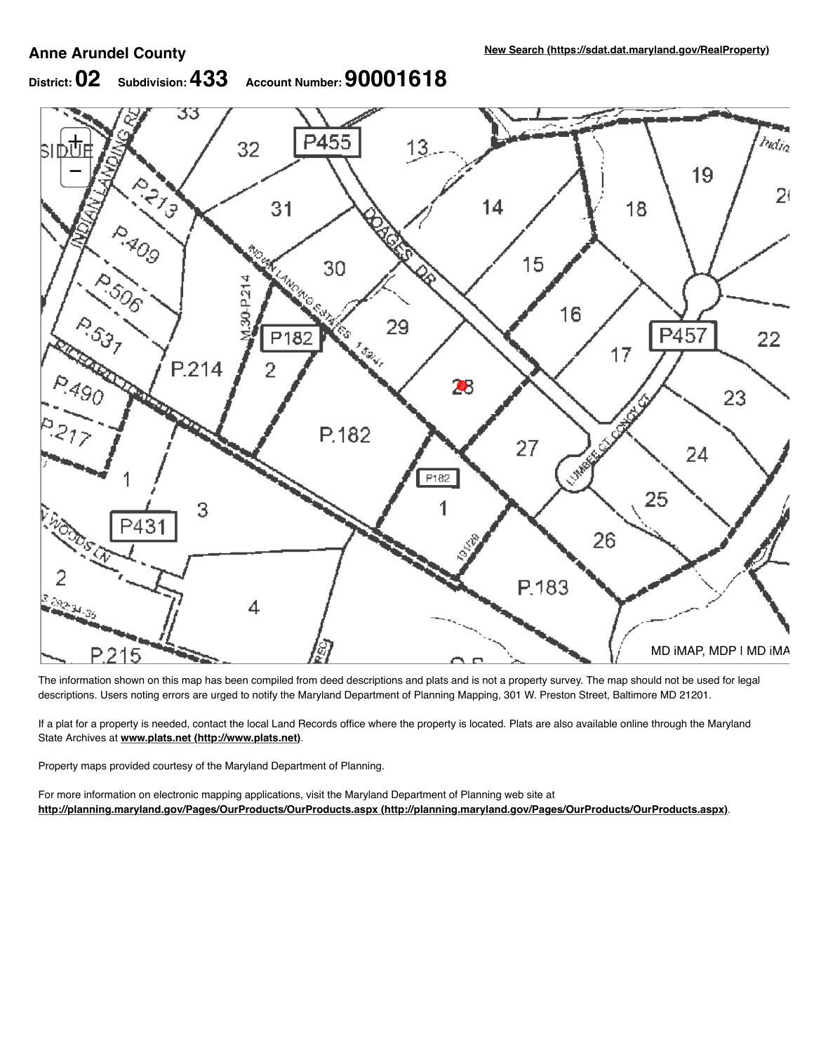**Anne Arundel County**

New Search (https://sdat.dat.maryland.gov/RealProperty)

**District: 02** **Subdivision: 433** **Account Number: 90001618**

The information shown on this map has been compiled from deed descriptions and plats and is not a property survey. The map should not be used for legal descriptions. Users noting errors are urged to notify the Maryland Department of Planning Mapping, 301 W. Preston Street, Baltimore MD 21201.

If a plat for a property is needed, contact the local Land Records office where the property is located. Plats are also available online through the Maryland State Archives at **www.plats.net (http://www.plats.net)**.

Property maps provided courtesy of the Maryland Department of Planning.

For more information on electronic mapping applications, visit the Maryland Department of Planning web site at **http://planning.maryland.gov/Pages/OurProducts/OurProducts.aspx (http://planning.maryland.gov/Pages/OurProducts/OurProducts.aspx)**.